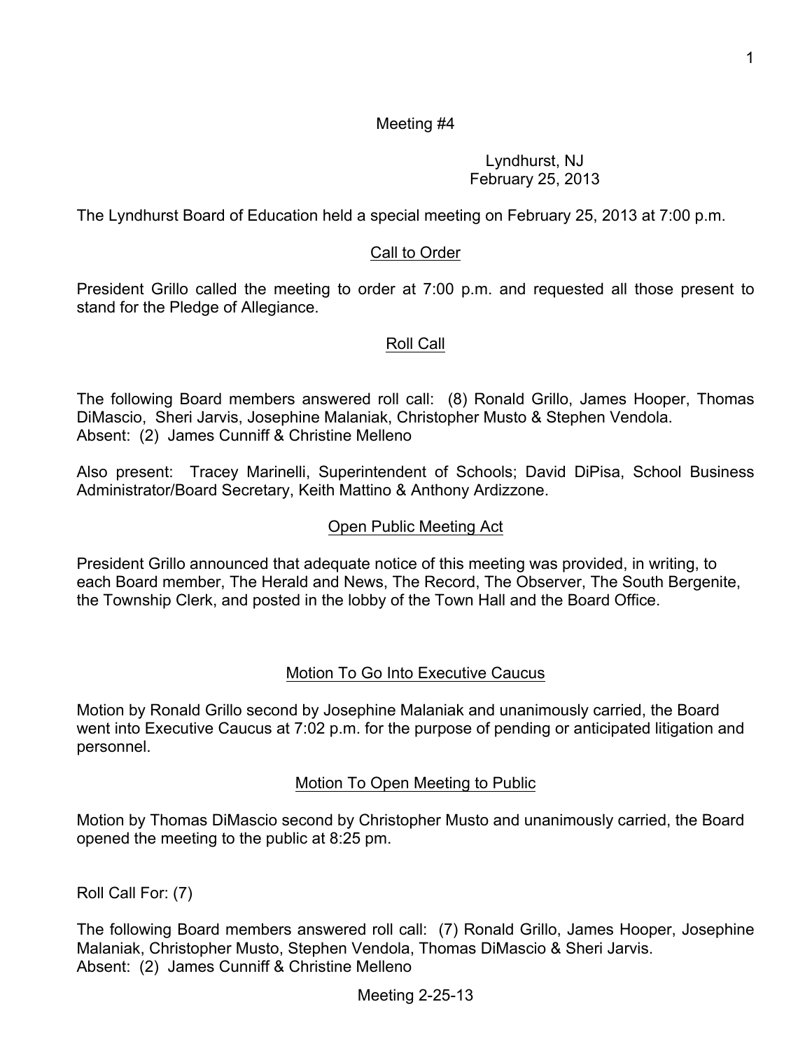Meeting #4

Lyndhurst, NJ
February 25, 2013

The Lyndhurst Board of Education held a special meeting on February 25, 2013 at 7:00 p.m.

## Call to Order

President Grillo called the meeting to order at 7:00 p.m. and requested all those present to stand for the Pledge of Allegiance.

## Roll Call

The following Board members answered roll call: (8) Ronald Grillo, James Hooper, Thomas DiMascio, Sheri Jarvis, Josephine Malaniak, Christopher Musto & Stephen Vendola.
Absent: (2) James Cunniff & Christine Melleno

Also present: Tracey Marinelli, Superintendent of Schools; David DiPisa, School Business Administrator/Board Secretary, Keith Mattino & Anthony Ardizzone.

## Open Public Meeting Act

President Grillo announced that adequate notice of this meeting was provided, in writing, to each Board member, The Herald and News, The Record, The Observer, The South Bergenite, the Township Clerk, and posted in the lobby of the Town Hall and the Board Office.

## Motion To Go Into Executive Caucus

Motion by Ronald Grillo second by Josephine Malaniak and unanimously carried, the Board went into Executive Caucus at 7:02 p.m. for the purpose of pending or anticipated litigation and personnel.

## Motion To Open Meeting to Public

Motion by Thomas DiMascio second by Christopher Musto and unanimously carried, the Board opened the meeting to the public at 8:25 pm.

Roll Call For: (7)

The following Board members answered roll call: (7) Ronald Grillo, James Hooper, Josephine Malaniak, Christopher Musto, Stephen Vendola, Thomas DiMascio & Sheri Jarvis.
Absent: (2) James Cunniff & Christine Melleno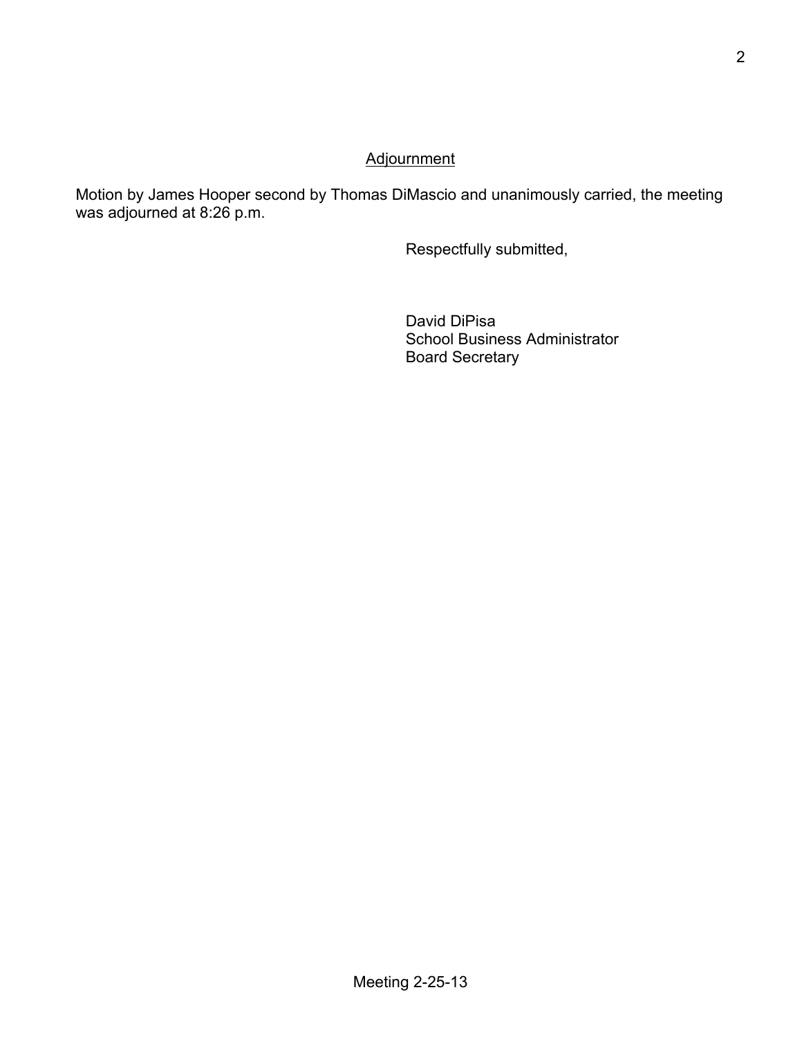## Adjournment

Motion by James Hooper second by Thomas DiMascio and unanimously carried, the meeting was adjourned at 8:26 p.m.

Respectfully submitted,

David DiPisa
School Business Administrator
Board Secretary